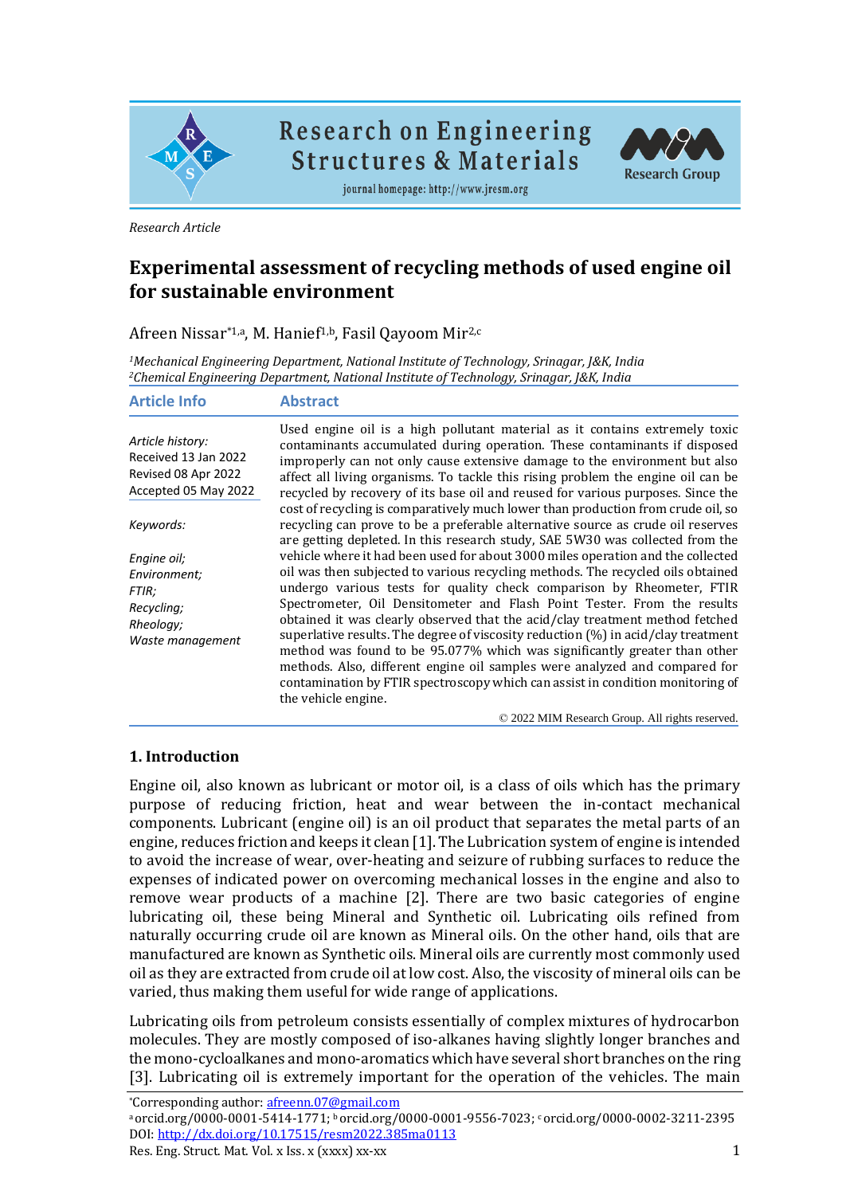Research Article

# Experimental assessment of recycling methods of used engine oil for sustainable environment

Afreen Nissar[*1,a], M. Hanief[1,b], Fasil Qayoom Mir[2,c]

[1]*Mechanical Engineering Department, National Institute of Technology, Srinagar, J&K, India*
[2]*Chemical Engineering Department, National Institute of Technology, Srinagar, J&K, India*

## Article Info

*Article history:*
Received 13 Jan 2022
Revised 08 Apr 2022
Accepted 05 May 2022

*Keywords:*

*Engine oil;*
*Environment;*
*FTIR;*
*Recycling;*
*Rheology;*
*Waste management*

## Abstract

Used engine oil is a high pollutant material as it contains extremely toxic contaminants accumulated during operation. These contaminants if disposed improperly can not only cause extensive damage to the environment but also affect all living organisms. To tackle this rising problem the engine oil can be recycled by recovery of its base oil and reused for various purposes. Since the cost of recycling is comparatively much lower than production from crude oil, so recycling can prove to be a preferable alternative source as crude oil reserves are getting depleted. In this research study, SAE 5W30 was collected from the vehicle where it had been used for about 3000 miles operation and the collected oil was then subjected to various recycling methods. The recycled oils obtained undergo various tests for quality check comparison by Rheometer, FTIR Spectrometer, Oil Densitometer and Flash Point Tester. From the results obtained it was clearly observed that the acid/clay treatment method fetched superlative results. The degree of viscosity reduction (%) in acid/clay treatment method was found to be 95.077% which was significantly greater than other methods. Also, different engine oil samples were analyzed and compared for contamination by FTIR spectroscopy which can assist in condition monitoring of the vehicle engine.

© 2022 MIM Research Group. All rights reserved.

## 1. Introduction

Engine oil, also known as lubricant or motor oil, is a class of oils which has the primary purpose of reducing friction, heat and wear between the in-contact mechanical components. Lubricant (engine oil) is an oil product that separates the metal parts of an engine, reduces friction and keeps it clean [1]. The Lubrication system of engine is intended to avoid the increase of wear, over-heating and seizure of rubbing surfaces to reduce the expenses of indicated power on overcoming mechanical losses in the engine and also to remove wear products of a machine [2]. There are two basic categories of engine lubricating oil, these being Mineral and Synthetic oil. Lubricating oils refined from naturally occurring crude oil are known as Mineral oils. On the other hand, oils that are manufactured are known as Synthetic oils. Mineral oils are currently most commonly used oil as they are extracted from crude oil at low cost. Also, the viscosity of mineral oils can be varied, thus making them useful for wide range of applications.

Lubricating oils from petroleum consists essentially of complex mixtures of hydrocarbon molecules. They are mostly composed of iso-alkanes having slightly longer branches and the mono-cycloalkanes and mono-aromatics which have several short branches on the ring [3]. Lubricating oil is extremely important for the operation of the vehicles. The main

*Corresponding author: afreenn.07@gmail.com
[a] orcid.org/0000-0001-5414-1771; [b] orcid.org/0000-0001-9556-7023; [c] orcid.org/0000-0002-3211-2395
DOI: http://dx.doi.org/10.17515/resm2022.385ma0113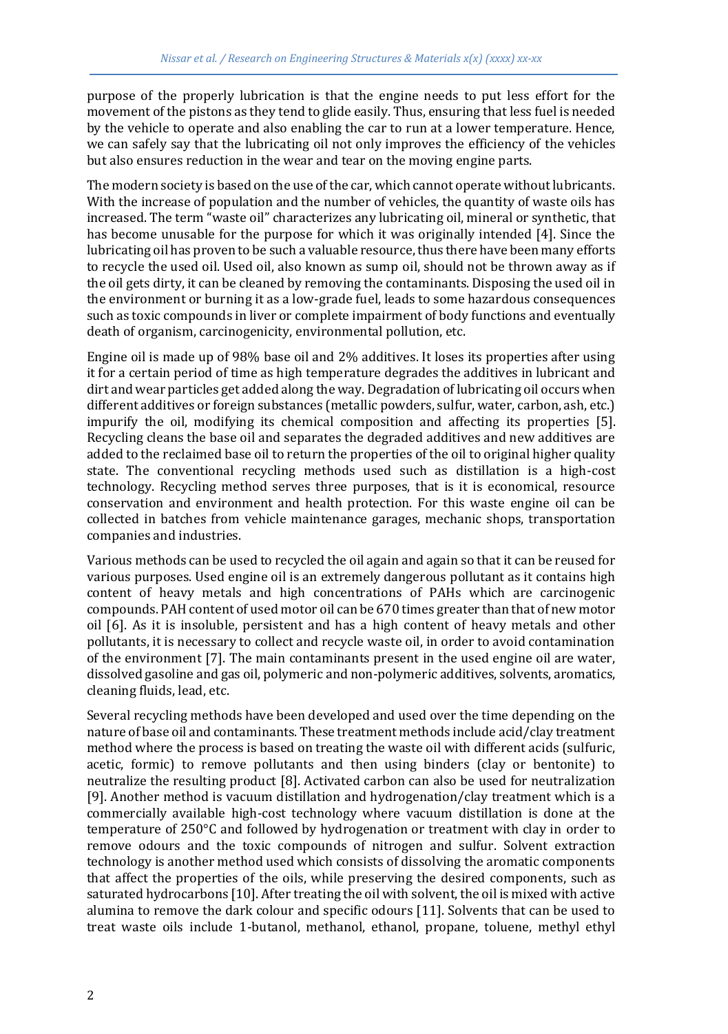purpose of the properly lubrication is that the engine needs to put less effort for the movement of the pistons as they tend to glide easily. Thus, ensuring that less fuel is needed by the vehicle to operate and also enabling the car to run at a lower temperature. Hence, we can safely say that the lubricating oil not only improves the efficiency of the vehicles but also ensures reduction in the wear and tear on the moving engine parts.

The modern society is based on the use of the car, which cannot operate without lubricants. With the increase of population and the number of vehicles, the quantity of waste oils has increased. The term "waste oil" characterizes any lubricating oil, mineral or synthetic, that has become unusable for the purpose for which it was originally intended [4]. Since the lubricating oil has proven to be such a valuable resource, thus there have been many efforts to recycle the used oil. Used oil, also known as sump oil, should not be thrown away as if the oil gets dirty, it can be cleaned by removing the contaminants. Disposing the used oil in the environment or burning it as a low-grade fuel, leads to some hazardous consequences such as toxic compounds in liver or complete impairment of body functions and eventually death of organism, carcinogenicity, environmental pollution, etc.

Engine oil is made up of 98% base oil and 2% additives. It loses its properties after using it for a certain period of time as high temperature degrades the additives in lubricant and dirt and wear particles get added along the way. Degradation of lubricating oil occurs when different additives or foreign substances (metallic powders, sulfur, water, carbon, ash, etc.) impurify the oil, modifying its chemical composition and affecting its properties [5]. Recycling cleans the base oil and separates the degraded additives and new additives are added to the reclaimed base oil to return the properties of the oil to original higher quality state. The conventional recycling methods used such as distillation is a high-cost technology. Recycling method serves three purposes, that is it is economical, resource conservation and environment and health protection. For this waste engine oil can be collected in batches from vehicle maintenance garages, mechanic shops, transportation companies and industries.

Various methods can be used to recycled the oil again and again so that it can be reused for various purposes. Used engine oil is an extremely dangerous pollutant as it contains high content of heavy metals and high concentrations of PAHs which are carcinogenic compounds. PAH content of used motor oil can be 670 times greater than that of new motor oil [6]. As it is insoluble, persistent and has a high content of heavy metals and other pollutants, it is necessary to collect and recycle waste oil, in order to avoid contamination of the environment [7]. The main contaminants present in the used engine oil are water, dissolved gasoline and gas oil, polymeric and non-polymeric additives, solvents, aromatics, cleaning fluids, lead, etc.

Several recycling methods have been developed and used over the time depending on the nature of base oil and contaminants. These treatment methods include acid/clay treatment method where the process is based on treating the waste oil with different acids (sulfuric, acetic, formic) to remove pollutants and then using binders (clay or bentonite) to neutralize the resulting product [8]. Activated carbon can also be used for neutralization [9]. Another method is vacuum distillation and hydrogenation/clay treatment which is a commercially available high-cost technology where vacuum distillation is done at the temperature of 250°C and followed by hydrogenation or treatment with clay in order to remove odours and the toxic compounds of nitrogen and sulfur. Solvent extraction technology is another method used which consists of dissolving the aromatic components that affect the properties of the oils, while preserving the desired components, such as saturated hydrocarbons [10]. After treating the oil with solvent, the oil is mixed with active alumina to remove the dark colour and specific odours [11]. Solvents that can be used to treat waste oils include 1-butanol, methanol, ethanol, propane, toluene, methyl ethyl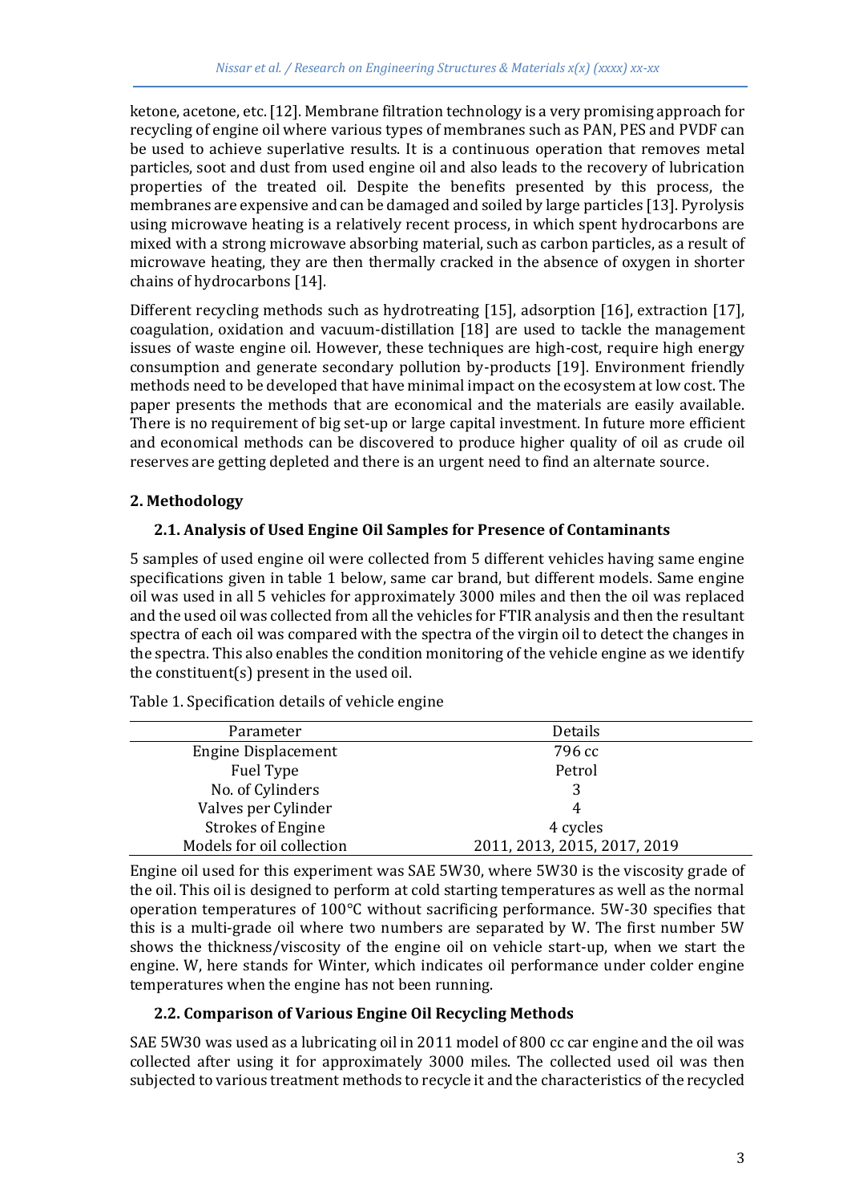ketone, acetone, etc. [12]. Membrane filtration technology is a very promising approach for recycling of engine oil where various types of membranes such as PAN, PES and PVDF can be used to achieve superlative results. It is a continuous operation that removes metal particles, soot and dust from used engine oil and also leads to the recovery of lubrication properties of the treated oil. Despite the benefits presented by this process, the membranes are expensive and can be damaged and soiled by large particles [13]. Pyrolysis using microwave heating is a relatively recent process, in which spent hydrocarbons are mixed with a strong microwave absorbing material, such as carbon particles, as a result of microwave heating, they are then thermally cracked in the absence of oxygen in shorter chains of hydrocarbons [14].

Different recycling methods such as hydrotreating [15], adsorption [16], extraction [17], coagulation, oxidation and vacuum-distillation [18] are used to tackle the management issues of waste engine oil. However, these techniques are high-cost, require high energy consumption and generate secondary pollution by-products [19]. Environment friendly methods need to be developed that have minimal impact on the ecosystem at low cost. The paper presents the methods that are economical and the materials are easily available. There is no requirement of big set-up or large capital investment. In future more efficient and economical methods can be discovered to produce higher quality of oil as crude oil reserves are getting depleted and there is an urgent need to find an alternate source.

## 2. Methodology

### 2.1. Analysis of Used Engine Oil Samples for Presence of Contaminants

5 samples of used engine oil were collected from 5 different vehicles having same engine specifications given in table 1 below, same car brand, but different models. Same engine oil was used in all 5 vehicles for approximately 3000 miles and then the oil was replaced and the used oil was collected from all the vehicles for FTIR analysis and then the resultant spectra of each oil was compared with the spectra of the virgin oil to detect the changes in the spectra. This also enables the condition monitoring of the vehicle engine as we identify the constituent(s) present in the used oil.

Table 1. Specification details of vehicle engine

| Parameter | Details |
| --- | --- |
| Engine Displacement | 796 cc |
| Fuel Type | Petrol |
| No. of Cylinders | 3 |
| Valves per Cylinder | 4 |
| Strokes of Engine | 4 cycles |
| Models for oil collection | 2011, 2013, 2015, 2017, 2019 |

Engine oil used for this experiment was SAE 5W30, where 5W30 is the viscosity grade of the oil. This oil is designed to perform at cold starting temperatures as well as the normal operation temperatures of 100°C without sacrificing performance. 5W-30 specifies that this is a multi-grade oil where two numbers are separated by W. The first number 5W shows the thickness/viscosity of the engine oil on vehicle start-up, when we start the engine. W, here stands for Winter, which indicates oil performance under colder engine temperatures when the engine has not been running.

### 2.2. Comparison of Various Engine Oil Recycling Methods

SAE 5W30 was used as a lubricating oil in 2011 model of 800 cc car engine and the oil was collected after using it for approximately 3000 miles. The collected used oil was then subjected to various treatment methods to recycle it and the characteristics of the recycled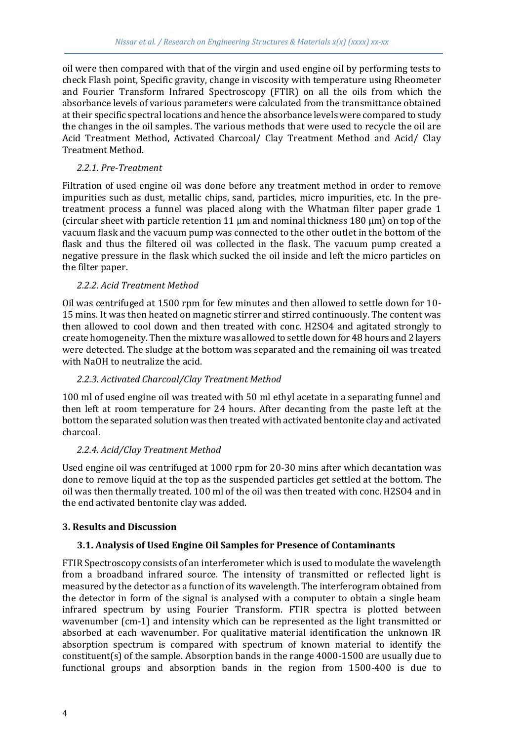oil were then compared with that of the virgin and used engine oil by performing tests to check Flash point, Specific gravity, change in viscosity with temperature using Rheometer and Fourier Transform Infrared Spectroscopy (FTIR) on all the oils from which the absorbance levels of various parameters were calculated from the transmittance obtained at their specific spectral locations and hence the absorbance levels were compared to study the changes in the oil samples. The various methods that were used to recycle the oil are Acid Treatment Method, Activated Charcoal/ Clay Treatment Method and Acid/ Clay Treatment Method.

#### *2.2.1. Pre-Treatment*

Filtration of used engine oil was done before any treatment method in order to remove impurities such as dust, metallic chips, sand, particles, micro impurities, etc. In the pre-treatment process a funnel was placed along with the Whatman filter paper grade 1 (circular sheet with particle retention 11 μm and nominal thickness 180 μm) on top of the vacuum flask and the vacuum pump was connected to the other outlet in the bottom of the flask and thus the filtered oil was collected in the flask. The vacuum pump created a negative pressure in the flask which sucked the oil inside and left the micro particles on the filter paper.

#### *2.2.2. Acid Treatment Method*

Oil was centrifuged at 1500 rpm for few minutes and then allowed to settle down for 10-15 mins. It was then heated on magnetic stirrer and stirred continuously. The content was then allowed to cool down and then treated with conc. $H_2SO_4$ and agitated strongly to create homogeneity. Then the mixture was allowed to settle down for 48 hours and 2 layers were detected. The sludge at the bottom was separated and the remaining oil was treated with NaOH to neutralize the acid.

#### *2.2.3. Activated Charcoal/Clay Treatment Method*

100 ml of used engine oil was treated with 50 ml ethyl acetate in a separating funnel and then left at room temperature for 24 hours. After decanting from the paste left at the bottom the separated solution was then treated with activated bentonite clay and activated charcoal.

#### *2.2.4. Acid/Clay Treatment Method*

Used engine oil was centrifuged at 1000 rpm for 20-30 mins after which decantation was done to remove liquid at the top as the suspended particles get settled at the bottom. The oil was then thermally treated. 100 ml of the oil was then treated with conc. $H_2SO_4$ and in the end activated bentonite clay was added.

## 3. Results and Discussion

### 3.1. Analysis of Used Engine Oil Samples for Presence of Contaminants

FTIR Spectroscopy consists of an interferometer which is used to modulate the wavelength from a broadband infrared source. The intensity of transmitted or reflected light is measured by the detector as a function of its wavelength. The interferogram obtained from the detector in form of the signal is analysed with a computer to obtain a single beam infrared spectrum by using Fourier Transform. FTIR spectra is plotted between wavenumber ($cm^{-1}$) and intensity which can be represented as the light transmitted or absorbed at each wavenumber. For qualitative material identification the unknown IR absorption spectrum is compared with spectrum of known material to identify the constituent(s) of the sample. Absorption bands in the range 4000-1500 are usually due to functional groups and absorption bands in the region from 1500-400 is due to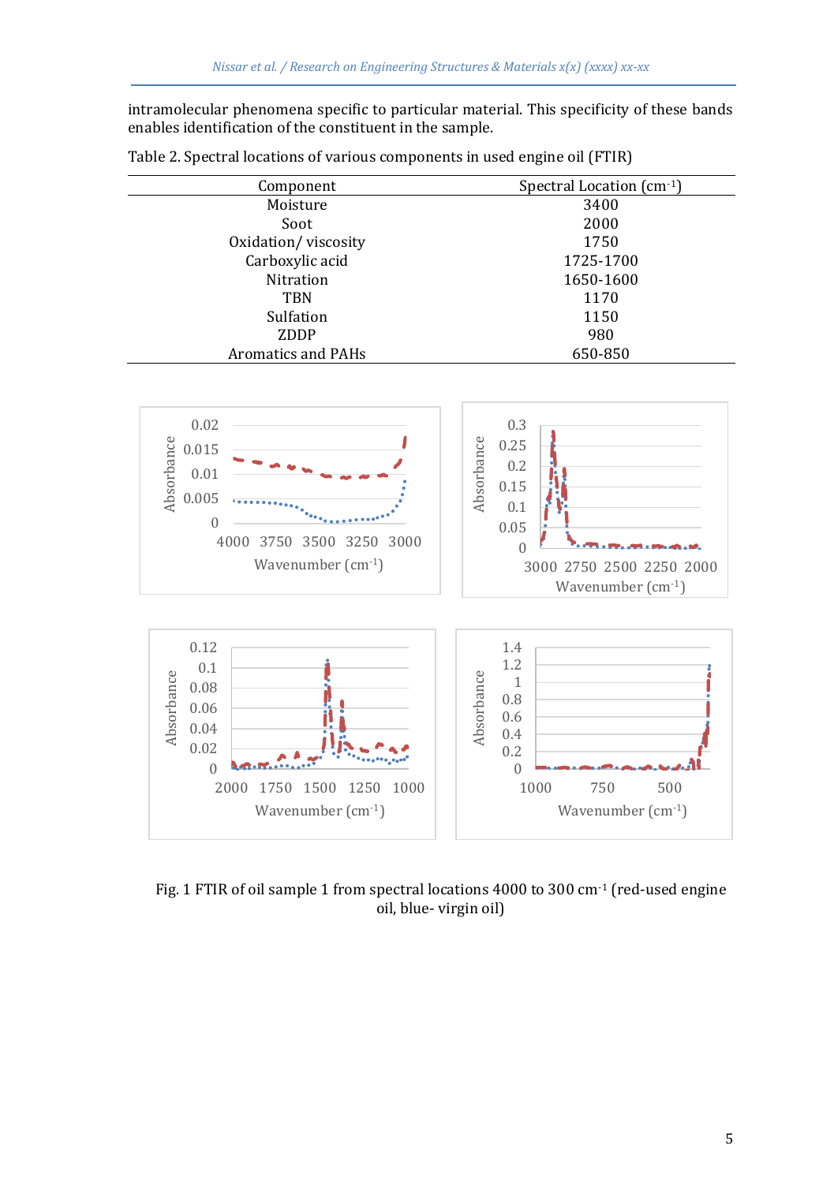intramolecular phenomena specific to particular material. This specificity of these bands enables identification of the constituent in the sample.

Table 2. Spectral locations of various components in used engine oil (FTIR)

| Component | Spectral Location (cm$^{-1}$) |
|---|---|
| Moisture | 3400 |
| Soot | 2000 |
| Oxidation/ viscosity | 1750 |
| Carboxylic acid | 1725-1700 |
| Nitration | 1650-1600 |
| TBN | 1170 |
| Sulfation | 1150 |
| ZDDP | 980 |
| Aromatics and PAHs | 650-850 |

Fig. 1 FTIR of oil sample 1 from spectral locations 4000 to 300 cm$^{-1}$ (red-used engine oil, blue- virgin oil)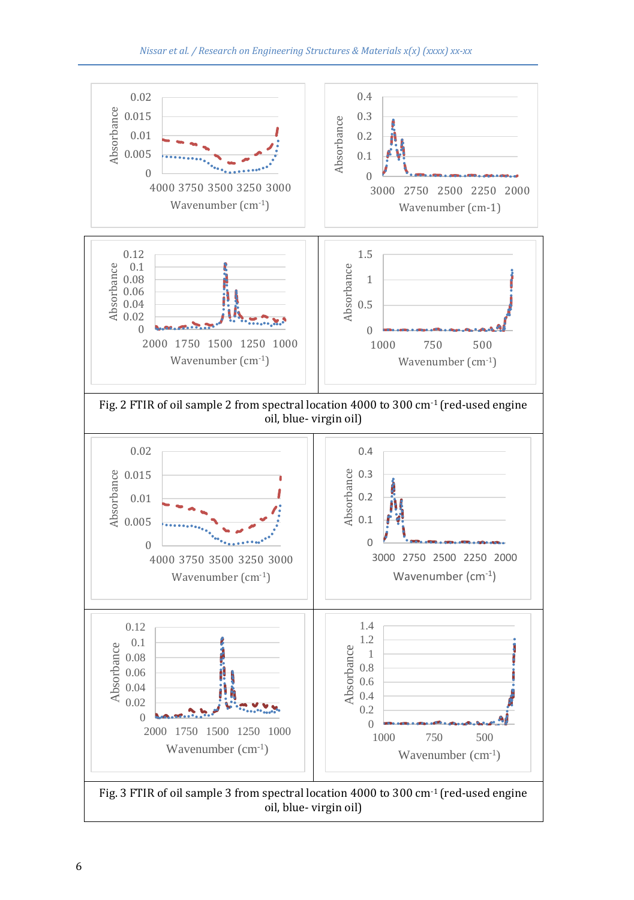Fig. 2 FTIR of oil sample 2 from spectral location 4000 to 300 cm$^{-1}$ (red-used engine oil, blue- virgin oil)

Fig. 3 FTIR of oil sample 3 from spectral location 4000 to 300 cm$^{-1}$ (red-used engine oil, blue- virgin oil)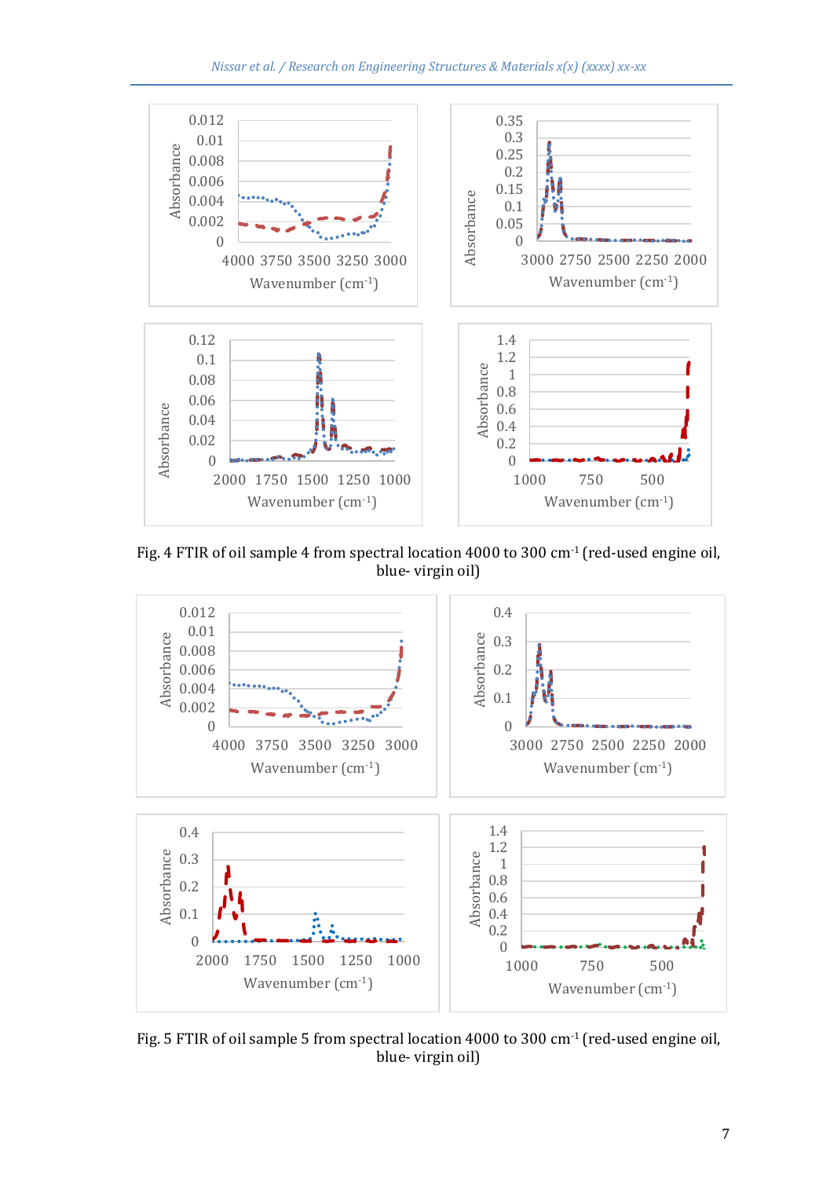Fig. 4 FTIR of oil sample 4 from spectral location 4000 to 300 cm$^{-1}$ (red-used engine oil, blue- virgin oil)

Fig. 5 FTIR of oil sample 5 from spectral location 4000 to 300 cm$^{-1}$ (red-used engine oil, blue- virgin oil)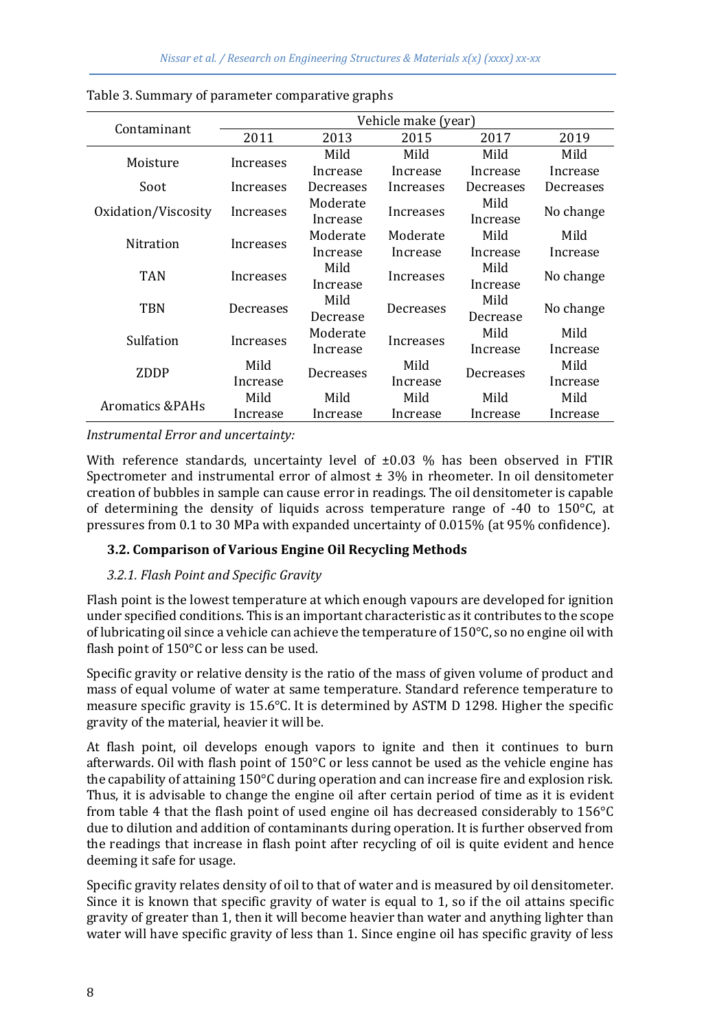Table 3. Summary of parameter comparative graphs

| Contaminant | Vehicle make (year) | | | | |
|---|---|---|---|---|---|
| | 2011 | 2013 | 2015 | 2017 | 2019 |
| Moisture | Increases | Mild Increase | Mild Increase | Mild Increase | Mild Increase |
| Soot | Increases | Decreases | Increases | Decreases | Decreases |
| Oxidation/Viscosity | Increases | Moderate Increase | Increases | Mild Increase | No change |
| Nitration | Increases | Moderate Increase | Moderate Increase | Mild Increase | Mild Increase |
| TAN | Increases | Mild Increase | Increases | Mild Increase | No change |
| TBN | Decreases | Mild Decrease | Decreases | Mild Decrease | No change |
| Sulfation | Increases | Moderate Increase | Increases | Mild Increase | Mild Increase |
| ZDDP | Mild Increase | Decreases | Mild Increase | Decreases | Mild Increase |
| Aromatics &PAHs | Mild Increase | Mild Increase | Mild Increase | Mild Increase | Mild Increase |

*Instrumental Error and uncertainty:*

With reference standards, uncertainty level of ±0.03 % has been observed in FTIR Spectrometer and instrumental error of almost ± 3% in rheometer. In oil densitometer creation of bubbles in sample can cause error in readings. The oil densitometer is capable of determining the density of liquids across temperature range of -40 to 150°C, at pressures from 0.1 to 30 MPa with expanded uncertainty of 0.015% (at 95% confidence).

### 3.2. Comparison of Various Engine Oil Recycling Methods

#### *3.2.1. Flash Point and Specific Gravity*

Flash point is the lowest temperature at which enough vapours are developed for ignition under specified conditions. This is an important characteristic as it contributes to the scope of lubricating oil since a vehicle can achieve the temperature of 150°C, so no engine oil with flash point of 150°C or less can be used.

Specific gravity or relative density is the ratio of the mass of given volume of product and mass of equal volume of water at same temperature. Standard reference temperature to measure specific gravity is 15.6°C. It is determined by ASTM D 1298. Higher the specific gravity of the material, heavier it will be.

At flash point, oil develops enough vapors to ignite and then it continues to burn afterwards. Oil with flash point of 150°C or less cannot be used as the vehicle engine has the capability of attaining 150°C during operation and can increase fire and explosion risk. Thus, it is advisable to change the engine oil after certain period of time as it is evident from table 4 that the flash point of used engine oil has decreased considerably to 156°C due to dilution and addition of contaminants during operation. It is further observed from the readings that increase in flash point after recycling of oil is quite evident and hence deeming it safe for usage.

Specific gravity relates density of oil to that of water and is measured by oil densitometer. Since it is known that specific gravity of water is equal to 1, so if the oil attains specific gravity of greater than 1, then it will become heavier than water and anything lighter than water will have specific gravity of less than 1. Since engine oil has specific gravity of less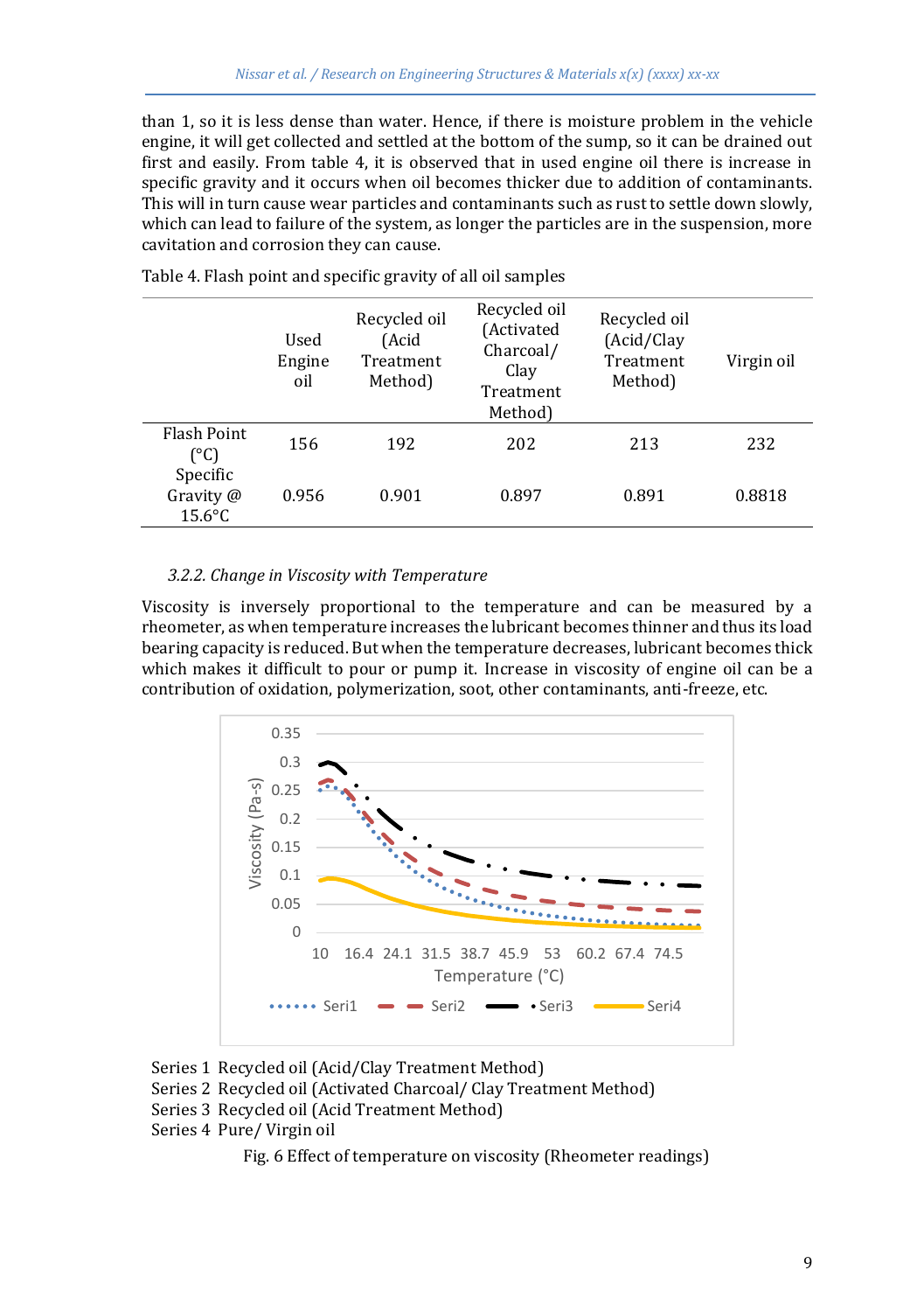than 1, so it is less dense than water. Hence, if there is moisture problem in the vehicle engine, it will get collected and settled at the bottom of the sump, so it can be drained out first and easily. From table 4, it is observed that in used engine oil there is increase in specific gravity and it occurs when oil becomes thicker due to addition of contaminants. This will in turn cause wear particles and contaminants such as rust to settle down slowly, which can lead to failure of the system, as longer the particles are in the suspension, more cavitation and corrosion they can cause.

Table 4. Flash point and specific gravity of all oil samples

| | Used Engine oil | Recycled oil (Acid Treatment Method) | Recycled oil (Activated Charcoal/ Clay Treatment Method) | Recycled oil (Acid/Clay Treatment Method) | Virgin oil |
|---|---|---|---|---|---|
| Flash Point (°C) | 156 | 192 | 202 | 213 | 232 |
| Specific Gravity @ 15.6°C | 0.956 | 0.901 | 0.897 | 0.891 | 0.8818 |

### *3.2.2. Change in Viscosity with Temperature*

Viscosity is inversely proportional to the temperature and can be measured by a rheometer, as when temperature increases the lubricant becomes thinner and thus its load bearing capacity is reduced. But when the temperature decreases, lubricant becomes thick which makes it difficult to pour or pump it. Increase in viscosity of engine oil can be a contribution of oxidation, polymerization, soot, other contaminants, anti-freeze, etc.

Series 1 Recycled oil (Acid/Clay Treatment Method)
Series 2 Recycled oil (Activated Charcoal/ Clay Treatment Method)
Series 3 Recycled oil (Acid Treatment Method)
Series 4 Pure/ Virgin oil

Fig. 6 Effect of temperature on viscosity (Rheometer readings)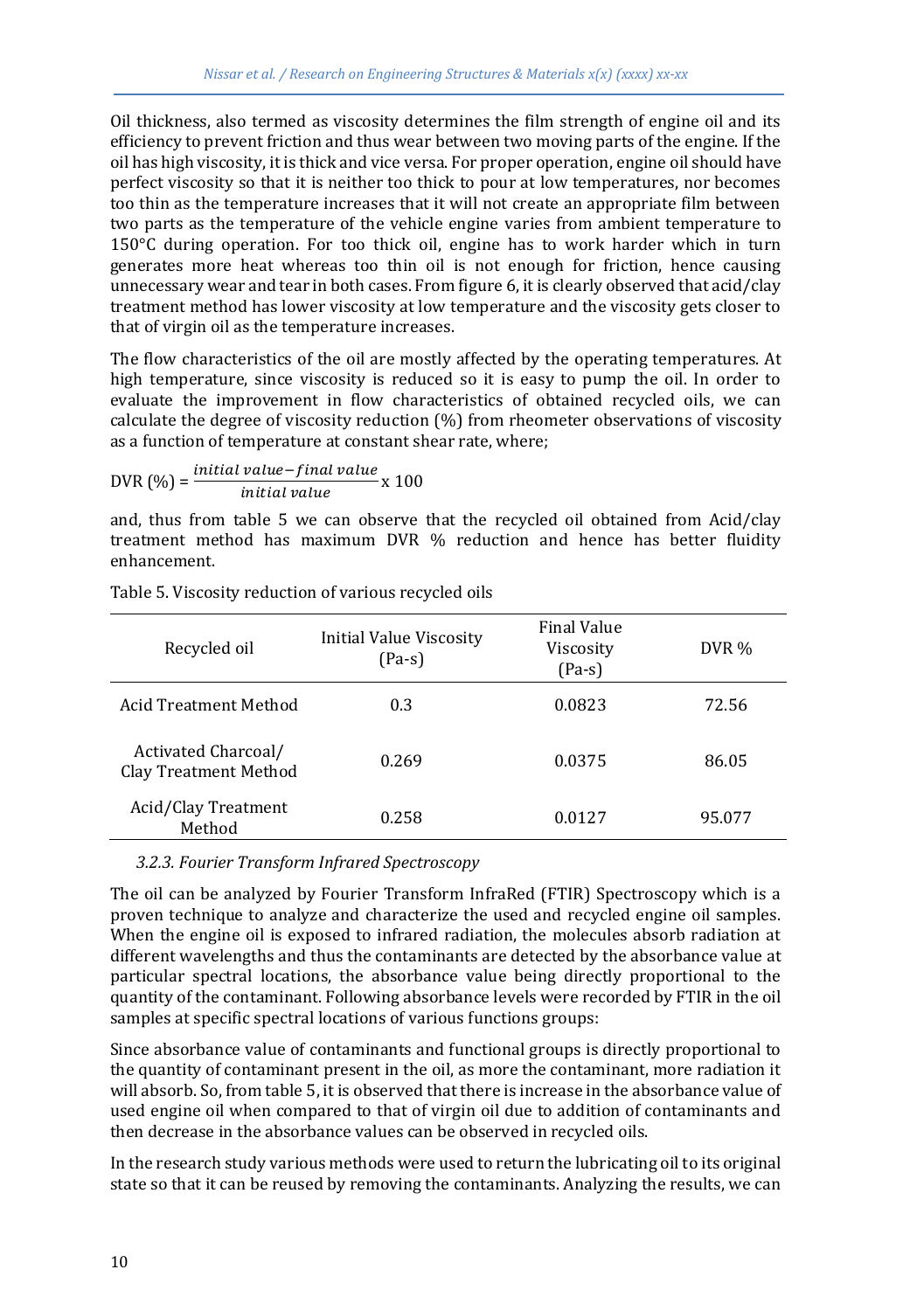Oil thickness, also termed as viscosity determines the film strength of engine oil and its efficiency to prevent friction and thus wear between two moving parts of the engine. If the oil has high viscosity, it is thick and vice versa. For proper operation, engine oil should have perfect viscosity so that it is neither too thick to pour at low temperatures, nor becomes too thin as the temperature increases that it will not create an appropriate film between two parts as the temperature of the vehicle engine varies from ambient temperature to 150°C during operation. For too thick oil, engine has to work harder which in turn generates more heat whereas too thin oil is not enough for friction, hence causing unnecessary wear and tear in both cases. From figure 6, it is clearly observed that acid/clay treatment method has lower viscosity at low temperature and the viscosity gets closer to that of virgin oil as the temperature increases.

The flow characteristics of the oil are mostly affected by the operating temperatures. At high temperature, since viscosity is reduced so it is easy to pump the oil. In order to evaluate the improvement in flow characteristics of obtained recycled oils, we can calculate the degree of viscosity reduction (%) from rheometer observations of viscosity as a function of temperature at constant shear rate, where;

$$\text{DVR (\%)} = \frac{initial\ value - final\ value}{initial\ value} \times 100$$

and, thus from table 5 we can observe that the recycled oil obtained from Acid/clay treatment method has maximum DVR % reduction and hence has better fluidity enhancement.

Table 5. Viscosity reduction of various recycled oils

| Recycled oil | Initial Value Viscosity (Pa-s) | Final Value Viscosity (Pa-s) | DVR % |
|---|---|---|---|
| Acid Treatment Method | 0.3 | 0.0823 | 72.56 |
| Activated Charcoal/ Clay Treatment Method | 0.269 | 0.0375 | 86.05 |
| Acid/Clay Treatment Method | 0.258 | 0.0127 | 95.077 |

### 3.2.3. Fourier Transform Infrared Spectroscopy

The oil can be analyzed by Fourier Transform InfraRed (FTIR) Spectroscopy which is a proven technique to analyze and characterize the used and recycled engine oil samples. When the engine oil is exposed to infrared radiation, the molecules absorb radiation at different wavelengths and thus the contaminants are detected by the absorbance value at particular spectral locations, the absorbance value being directly proportional to the quantity of the contaminant. Following absorbance levels were recorded by FTIR in the oil samples at specific spectral locations of various functions groups:

Since absorbance value of contaminants and functional groups is directly proportional to the quantity of contaminant present in the oil, as more the contaminant, more radiation it will absorb. So, from table 5, it is observed that there is increase in the absorbance value of used engine oil when compared to that of virgin oil due to addition of contaminants and then decrease in the absorbance values can be observed in recycled oils.

In the research study various methods were used to return the lubricating oil to its original state so that it can be reused by removing the contaminants. Analyzing the results, we can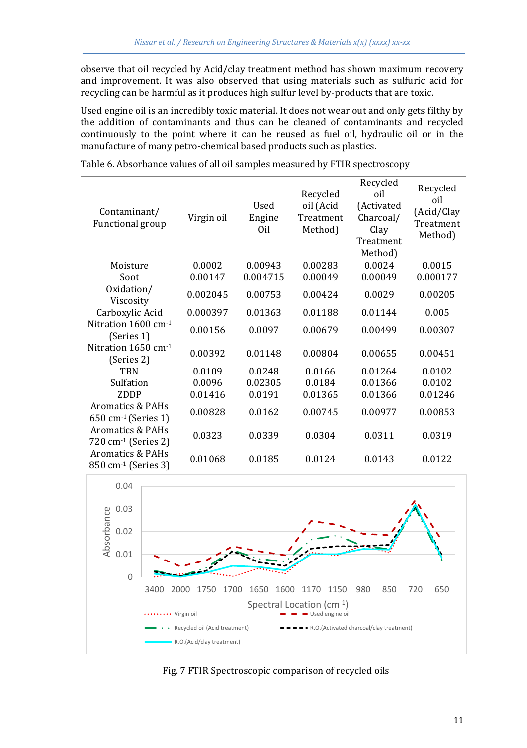observe that oil recycled by Acid/clay treatment method has shown maximum recovery and improvement. It was also observed that using materials such as sulfuric acid for recycling can be harmful as it produces high sulfur level by-products that are toxic.

Used engine oil is an incredibly toxic material. It does not wear out and only gets filthy by the addition of contaminants and thus can be cleaned of contaminants and recycled continuously to the point where it can be reused as fuel oil, hydraulic oil or in the manufacture of many petro-chemical based products such as plastics.

Table 6. Absorbance values of all oil samples measured by FTIR spectroscopy

| Contaminant/ Functional group | Virgin oil | Used Engine Oil | Recycled oil (Acid Treatment Method) | Recycled oil (Activated Charcoal/ Clay Treatment Method) | Recycled oil (Acid/Clay Treatment Method) |
|---|---|---|---|---|---|
| Moisture | 0.0002 | 0.00943 | 0.00283 | 0.0024 | 0.0015 |
| Soot | 0.00147 | 0.004715 | 0.00049 | 0.00049 | 0.000177 |
| Oxidation/ Viscosity | 0.002045 | 0.00753 | 0.00424 | 0.0029 | 0.00205 |
| Carboxylic Acid | 0.000397 | 0.01363 | 0.01188 | 0.01144 | 0.005 |
| Nitration 1600 $cm^{-1}$ (Series 1) | 0.00156 | 0.0097 | 0.00679 | 0.00499 | 0.00307 |
| Nitration 1650 $cm^{-1}$ (Series 2) | 0.00392 | 0.01148 | 0.00804 | 0.00655 | 0.00451 |
| TBN | 0.0109 | 0.0248 | 0.0166 | 0.01264 | 0.0102 |
| Sulfation | 0.0096 | 0.02305 | 0.0184 | 0.01366 | 0.0102 |
| ZDDP | 0.01416 | 0.0191 | 0.01365 | 0.01366 | 0.01246 |
| Aromatics & PAHs 650 $cm^{-1}$ (Series 1) | 0.00828 | 0.0162 | 0.00745 | 0.00977 | 0.00853 |
| Aromatics & PAHs 720 $cm^{-1}$ (Series 2) | 0.0323 | 0.0339 | 0.0304 | 0.0311 | 0.0319 |
| Aromatics & PAHs 850 $cm^{-1}$ (Series 3) | 0.01068 | 0.0185 | 0.0124 | 0.0143 | 0.0122 |

Fig. 7 FTIR Spectroscopic comparison of recycled oils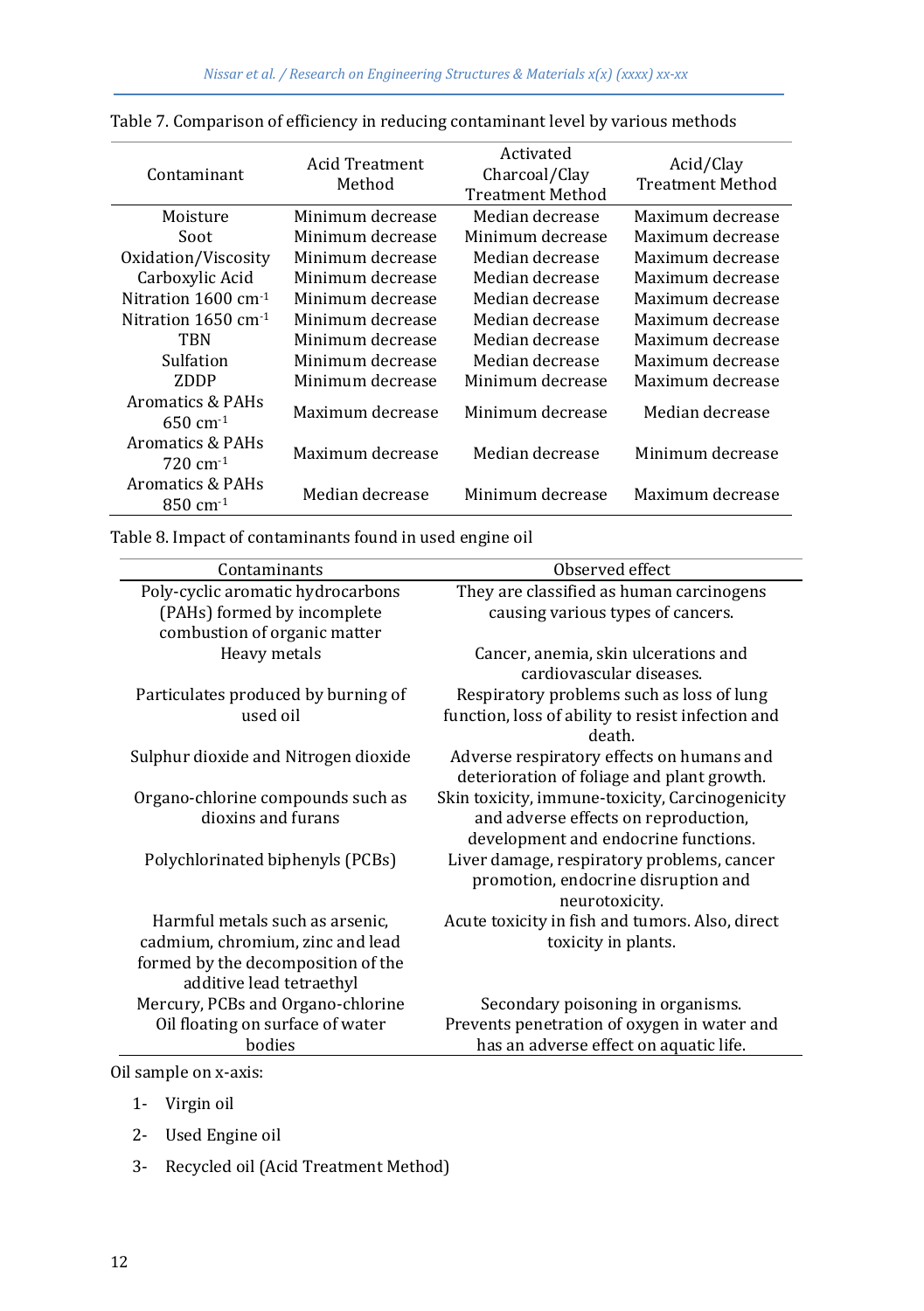Table 7. Comparison of efficiency in reducing contaminant level by various methods

| Contaminant | Acid Treatment Method | Activated Charcoal/Clay Treatment Method | Acid/Clay Treatment Method |
|---|---|---|---|
| Moisture | Minimum decrease | Median decrease | Maximum decrease |
| Soot | Minimum decrease | Minimum decrease | Maximum decrease |
| Oxidation/Viscosity | Minimum decrease | Median decrease | Maximum decrease |
| Carboxylic Acid | Minimum decrease | Median decrease | Maximum decrease |
| Nitration 1600 $cm^{-1}$ | Minimum decrease | Median decrease | Maximum decrease |
| Nitration 1650 $cm^{-1}$ | Minimum decrease | Median decrease | Maximum decrease |
| TBN | Minimum decrease | Median decrease | Maximum decrease |
| Sulfation | Minimum decrease | Median decrease | Maximum decrease |
| ZDDP | Minimum decrease | Minimum decrease | Maximum decrease |
| Aromatics & PAHs 650 $cm^{-1}$ | Maximum decrease | Minimum decrease | Median decrease |
| Aromatics & PAHs 720 $cm^{-1}$ | Maximum decrease | Median decrease | Minimum decrease |
| Aromatics & PAHs 850 $cm^{-1}$ | Median decrease | Minimum decrease | Maximum decrease |

Table 8. Impact of contaminants found in used engine oil

| Contaminants | Observed effect |
|---|---|
| Poly-cyclic aromatic hydrocarbons (PAHs) formed by incomplete combustion of organic matter | They are classified as human carcinogens causing various types of cancers. |
| Heavy metals | Cancer, anemia, skin ulcerations and cardiovascular diseases. |
| Particulates produced by burning of used oil | Respiratory problems such as loss of lung function, loss of ability to resist infection and death. |
| Sulphur dioxide and Nitrogen dioxide | Adverse respiratory effects on humans and deterioration of foliage and plant growth. |
| Organo-chlorine compounds such as dioxins and furans | Skin toxicity, immune-toxicity, Carcinogenicity and adverse effects on reproduction, development and endocrine functions. |
| Polychlorinated biphenyls (PCBs) | Liver damage, respiratory problems, cancer promotion, endocrine disruption and neurotoxicity. |
| Harmful metals such as arsenic, cadmium, chromium, zinc and lead formed by the decomposition of the additive lead tetraethyl | Acute toxicity in fish and tumors. Also, direct toxicity in plants. |
| Mercury, PCBs and Organo-chlorine | Secondary poisoning in organisms. |
| Oil floating on surface of water bodies | Prevents penetration of oxygen in water and has an adverse effect on aquatic life. |

Oil sample on x-axis:

1- Virgin oil

2- Used Engine oil

3- Recycled oil (Acid Treatment Method)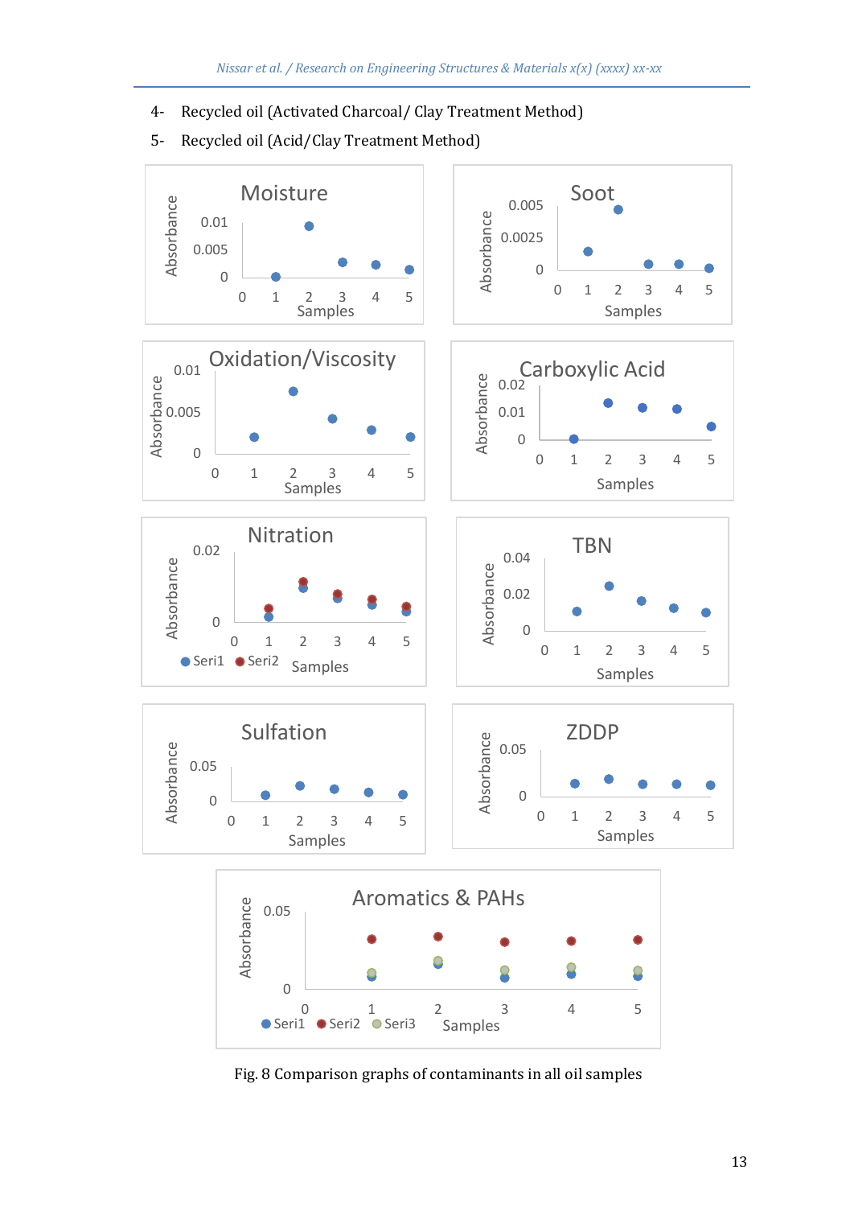4- Recycled oil (Activated Charcoal/ Clay Treatment Method)

5- Recycled oil (Acid/Clay Treatment Method)

Fig. 8 Comparison graphs of contaminants in all oil samples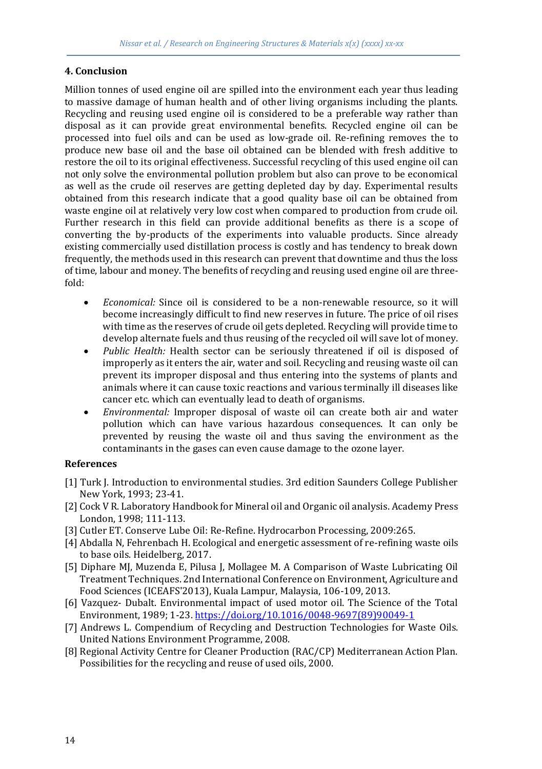## 4. Conclusion

Million tonnes of used engine oil are spilled into the environment each year thus leading to massive damage of human health and of other living organisms including the plants. Recycling and reusing used engine oil is considered to be a preferable way rather than disposal as it can provide great environmental benefits. Recycled engine oil can be processed into fuel oils and can be used as low-grade oil. Re-refining removes the to produce new base oil and the base oil obtained can be blended with fresh additive to restore the oil to its original effectiveness. Successful recycling of this used engine oil can not only solve the environmental pollution problem but also can prove to be economical as well as the crude oil reserves are getting depleted day by day. Experimental results obtained from this research indicate that a good quality base oil can be obtained from waste engine oil at relatively very low cost when compared to production from crude oil. Further research in this field can provide additional benefits as there is a scope of converting the by-products of the experiments into valuable products. Since already existing commercially used distillation process is costly and has tendency to break down frequently, the methods used in this research can prevent that downtime and thus the loss of time, labour and money. The benefits of recycling and reusing used engine oil are three-fold:

- *Economical:* Since oil is considered to be a non-renewable resource, so it will become increasingly difficult to find new reserves in future. The price of oil rises with time as the reserves of crude oil gets depleted. Recycling will provide time to develop alternate fuels and thus reusing of the recycled oil will save lot of money.
- *Public Health:* Health sector can be seriously threatened if oil is disposed of improperly as it enters the air, water and soil. Recycling and reusing waste oil can prevent its improper disposal and thus entering into the systems of plants and animals where it can cause toxic reactions and various terminally ill diseases like cancer etc. which can eventually lead to death of organisms.
- *Environmental:* Improper disposal of waste oil can create both air and water pollution which can have various hazardous consequences. It can only be prevented by reusing the waste oil and thus saving the environment as the contaminants in the gases can even cause damage to the ozone layer.

## References

[1] Turk J. Introduction to environmental studies. 3rd edition Saunders College Publisher New York, 1993; 23-41.

[2] Cock V R. Laboratory Handbook for Mineral oil and Organic oil analysis. Academy Press London, 1998; 111-113.

[3] Cutler ET. Conserve Lube Oil: Re-Refine. Hydrocarbon Processing, 2009:265.

[4] Abdalla N, Fehrenbach H. Ecological and energetic assessment of re-refining waste oils to base oils. Heidelberg, 2017.

[5] Diphare MJ, Muzenda E, Pilusa J, Mollagee M. A Comparison of Waste Lubricating Oil Treatment Techniques. 2nd International Conference on Environment, Agriculture and Food Sciences (ICEAFS'2013), Kuala Lampur, Malaysia, 106-109, 2013.

[6] Vazquez- Dubalt. Environmental impact of used motor oil. The Science of the Total Environment, 1989; 1-23. https://doi.org/10.1016/0048-9697(89)90049-1

[7] Andrews L. Compendium of Recycling and Destruction Technologies for Waste Oils. United Nations Environment Programme, 2008.

[8] Regional Activity Centre for Cleaner Production (RAC/CP) Mediterranean Action Plan. Possibilities for the recycling and reuse of used oils, 2000.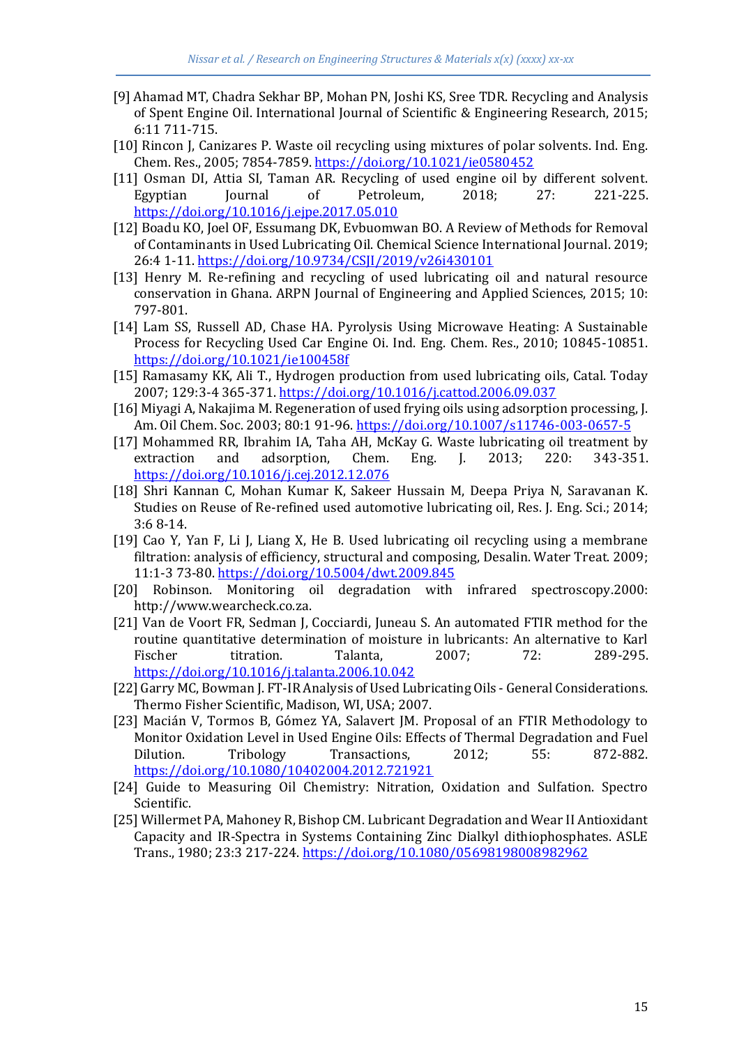[9] Ahamad MT, Chadra Sekhar BP, Mohan PN, Joshi KS, Sree TDR. Recycling and Analysis of Spent Engine Oil. International Journal of Scientific & Engineering Research, 2015; 6:11 711-715.

[10] Rincon J, Canizares P. Waste oil recycling using mixtures of polar solvents. Ind. Eng. Chem. Res., 2005; 7854-7859. https://doi.org/10.1021/ie0580452

[11] Osman DI, Attia SI, Taman AR. Recycling of used engine oil by different solvent. Egyptian Journal of Petroleum, 2018; 27: 221-225. https://doi.org/10.1016/j.ejpe.2017.05.010

[12] Boadu KO, Joel OF, Essumang DK, Evbuomwan BO. A Review of Methods for Removal of Contaminants in Used Lubricating Oil. Chemical Science International Journal. 2019; 26:4 1-11. https://doi.org/10.9734/CSJI/2019/v26i430101

[13] Henry M. Re-refining and recycling of used lubricating oil and natural resource conservation in Ghana. ARPN Journal of Engineering and Applied Sciences, 2015; 10: 797-801.

[14] Lam SS, Russell AD, Chase HA. Pyrolysis Using Microwave Heating: A Sustainable Process for Recycling Used Car Engine Oi. Ind. Eng. Chem. Res., 2010; 10845-10851. https://doi.org/10.1021/ie100458f

[15] Ramasamy KK, Ali T., Hydrogen production from used lubricating oils, Catal. Today 2007; 129:3-4 365-371. https://doi.org/10.1016/j.cattod.2006.09.037

[16] Miyagi A, Nakajima M. Regeneration of used frying oils using adsorption processing, J. Am. Oil Chem. Soc. 2003; 80:1 91-96. https://doi.org/10.1007/s11746-003-0657-5

[17] Mohammed RR, Ibrahim IA, Taha AH, McKay G. Waste lubricating oil treatment by extraction and adsorption, Chem. Eng. J. 2013; 220: 343-351. https://doi.org/10.1016/j.cej.2012.12.076

[18] Shri Kannan C, Mohan Kumar K, Sakeer Hussain M, Deepa Priya N, Saravanan K. Studies on Reuse of Re-refined used automotive lubricating oil, Res. J. Eng. Sci.; 2014; 3:6 8-14.

[19] Cao Y, Yan F, Li J, Liang X, He B. Used lubricating oil recycling using a membrane filtration: analysis of efficiency, structural and composing, Desalin. Water Treat. 2009; 11:1-3 73-80. https://doi.org/10.5004/dwt.2009.845

[20] Robinson. Monitoring oil degradation with infrared spectroscopy.2000: http://www.wearcheck.co.za.

[21] Van de Voort FR, Sedman J, Cocciardi, Juneau S. An automated FTIR method for the routine quantitative determination of moisture in lubricants: An alternative to Karl Fischer titration. Talanta, 2007; 72: 289-295. https://doi.org/10.1016/j.talanta.2006.10.042

[22] Garry MC, Bowman J. FT-IR Analysis of Used Lubricating Oils - General Considerations. Thermo Fisher Scientific, Madison, WI, USA; 2007.

[23] Macián V, Tormos B, Gómez YA, Salavert JM. Proposal of an FTIR Methodology to Monitor Oxidation Level in Used Engine Oils: Effects of Thermal Degradation and Fuel Dilution. Tribology Transactions, 2012; 55: 872-882. https://doi.org/10.1080/10402004.2012.721921

[24] Guide to Measuring Oil Chemistry: Nitration, Oxidation and Sulfation. Spectro Scientific.

[25] Willermet PA, Mahoney R, Bishop CM. Lubricant Degradation and Wear II Antioxidant Capacity and IR-Spectra in Systems Containing Zinc Dialkyl dithiophosphates. ASLE Trans., 1980; 23:3 217-224. https://doi.org/10.1080/05698198008982962